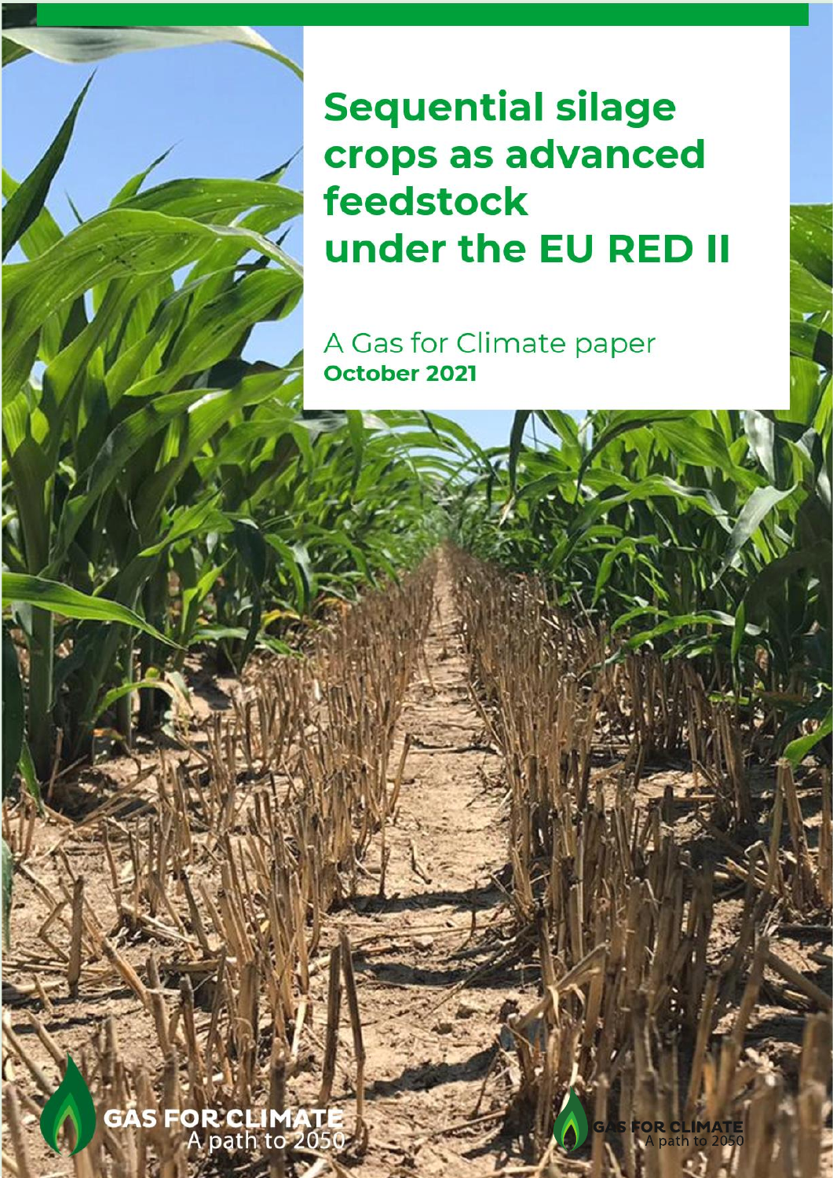# Sequential silage crops as advanced feedstock under the EU RED II

A Gas for Climate paper

**October 2021**

GAS FOR CLIMATE
A path to 2050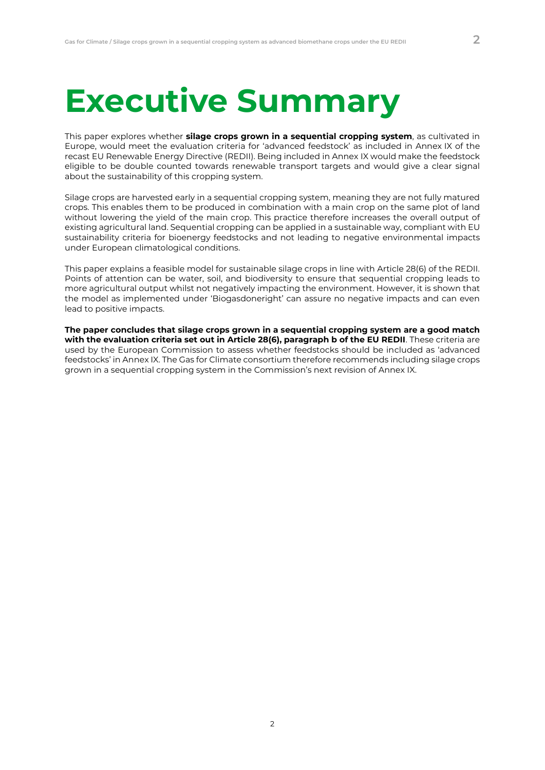# Executive Summary

This paper explores whether **silage crops grown in a sequential cropping system**, as cultivated in Europe, would meet the evaluation criteria for 'advanced feedstock' as included in Annex IX of the recast EU Renewable Energy Directive (REDII). Being included in Annex IX would make the feedstock eligible to be double counted towards renewable transport targets and would give a clear signal about the sustainability of this cropping system.

Silage crops are harvested early in a sequential cropping system, meaning they are not fully matured crops. This enables them to be produced in combination with a main crop on the same plot of land without lowering the yield of the main crop. This practice therefore increases the overall output of existing agricultural land. Sequential cropping can be applied in a sustainable way, compliant with EU sustainability criteria for bioenergy feedstocks and not leading to negative environmental impacts under European climatological conditions.

This paper explains a feasible model for sustainable silage crops in line with Article 28(6) of the REDII. Points of attention can be water, soil, and biodiversity to ensure that sequential cropping leads to more agricultural output whilst not negatively impacting the environment. However, it is shown that the model as implemented under 'Biogasdoneright' can assure no negative impacts and can even lead to positive impacts.

**The paper concludes that silage crops grown in a sequential cropping system are a good match with the evaluation criteria set out in Article 28(6), paragraph b of the EU REDII**. These criteria are used by the European Commission to assess whether feedstocks should be included as 'advanced feedstocks' in Annex IX. The Gas for Climate consortium therefore recommends including silage crops grown in a sequential cropping system in the Commission's next revision of Annex IX.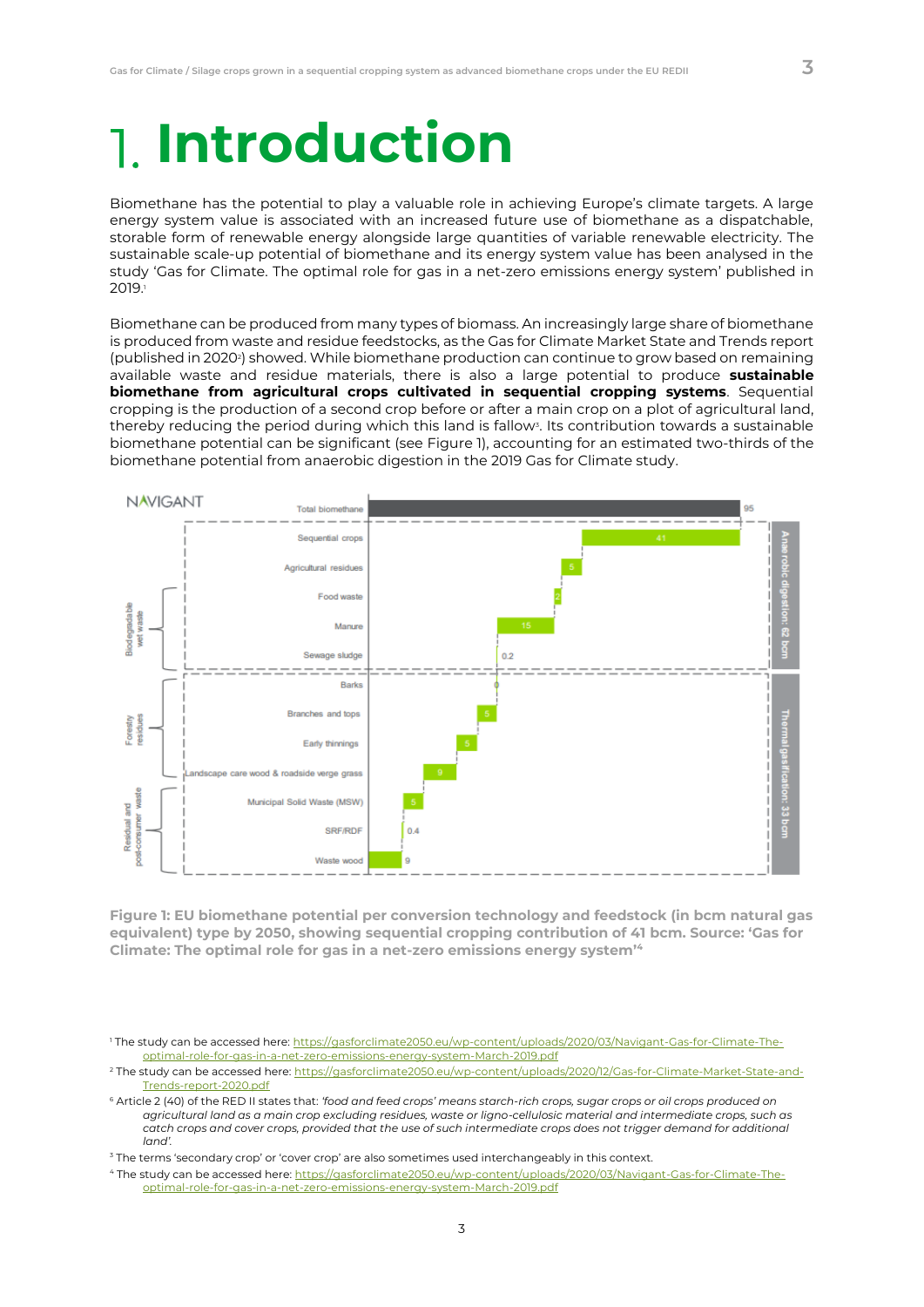# 1. Introduction

Biomethane has the potential to play a valuable role in achieving Europe's climate targets. A large energy system value is associated with an increased future use of biomethane as a dispatchable, storable form of renewable energy alongside large quantities of variable renewable electricity. The sustainable scale-up potential of biomethane and its energy system value has been analysed in the study 'Gas for Climate. The optimal role for gas in a net-zero emissions energy system' published in 2019.[1]

Biomethane can be produced from many types of biomass. An increasingly large share of biomethane is produced from waste and residue feedstocks, as the Gas for Climate Market State and Trends report (published in 2020[2]) showed. While biomethane production can continue to grow based on remaining available waste and residue materials, there is also a large potential to produce **sustainable biomethane from agricultural crops cultivated in sequential cropping systems**. Sequential cropping is the production of a second crop before or after a main crop on a plot of agricultural land, thereby reducing the period during which this land is fallow[3]. Its contribution towards a sustainable biomethane potential can be significant (see Figure 1), accounting for an estimated two-thirds of the biomethane potential from anaerobic digestion in the 2019 Gas for Climate study.

**Figure 1: EU biomethane potential per conversion technology and feedstock (in bcm natural gas equivalent) type by 2050, showing sequential cropping contribution of 41 bcm. Source: 'Gas for Climate: The optimal role for gas in a net-zero emissions energy system'[4]**

[1] The study can be accessed here: https://gasforclimate2050.eu/wp-content/uploads/2020/03/Navigant-Gas-for-Climate-The-optimal-role-for-gas-in-a-net-zero-emissions-energy-system-March-2019.pdf

[2] The study can be accessed here: https://gasforclimate2050.eu/wp-content/uploads/2020/12/Gas-for-Climate-Market-State-and-Trends-report-2020.pdf

[6] Article 2 (40) of the RED II states that: *'food and feed crops' means starch-rich crops, sugar crops or oil crops produced on agricultural land as a main crop excluding residues, waste or ligno-cellulosic material and intermediate crops, such as catch crops and cover crops, provided that the use of such intermediate crops does not trigger demand for additional land'.*

[3] The terms 'secondary crop' or 'cover crop' are also sometimes used interchangeably in this context.

[4] The study can be accessed here: https://gasforclimate2050.eu/wp-content/uploads/2020/03/Navigant-Gas-for-Climate-The-optimal-role-for-gas-in-a-net-zero-emissions-energy-system-March-2019.pdf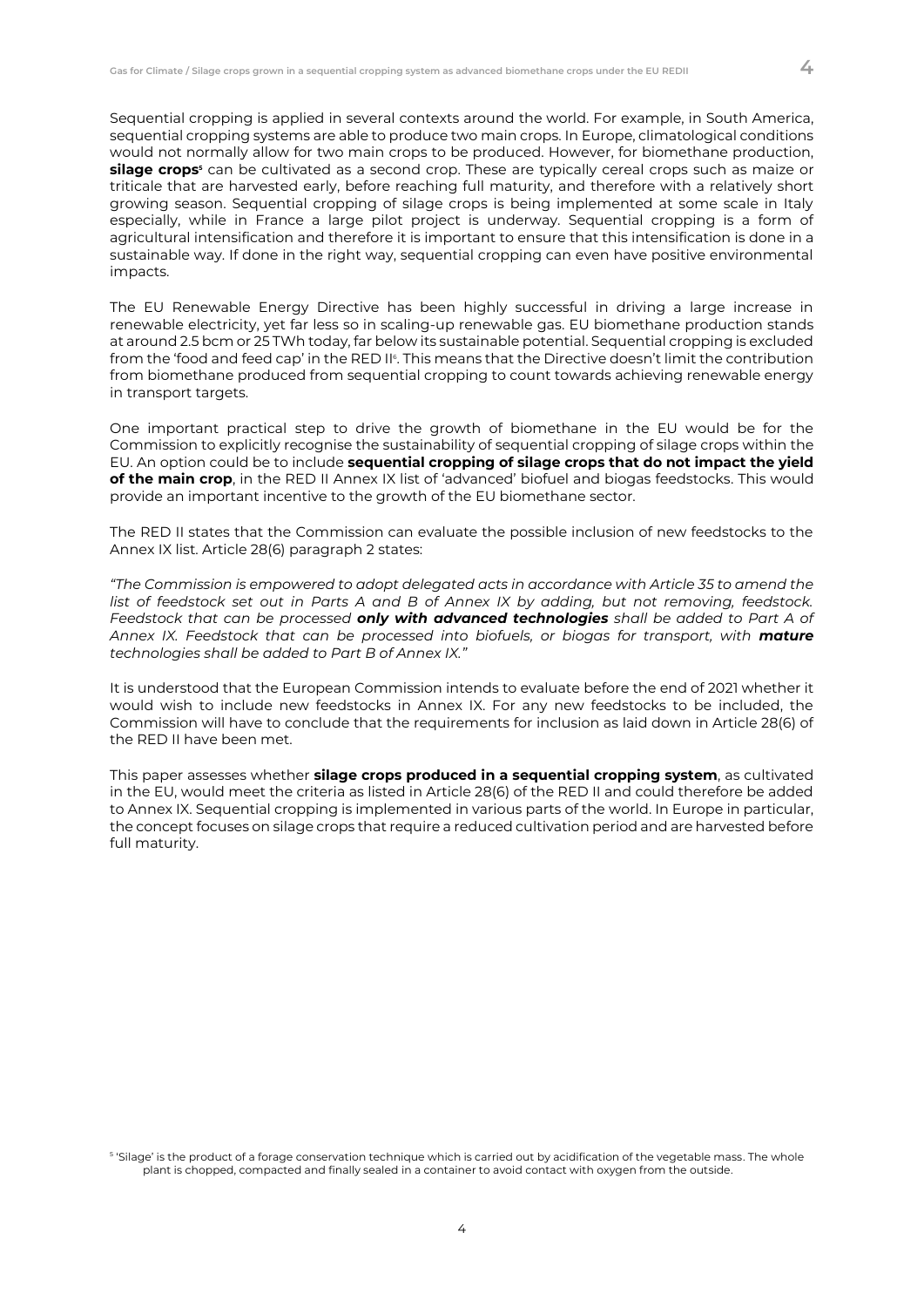Sequential cropping is applied in several contexts around the world. For example, in South America, sequential cropping systems are able to produce two main crops. In Europe, climatological conditions would not normally allow for two main crops to be produced. However, for biomethane production, **silage crops**[5] can be cultivated as a second crop. These are typically cereal crops such as maize or triticale that are harvested early, before reaching full maturity, and therefore with a relatively short growing season. Sequential cropping of silage crops is being implemented at some scale in Italy especially, while in France a large pilot project is underway. Sequential cropping is a form of agricultural intensification and therefore it is important to ensure that this intensification is done in a sustainable way. If done in the right way, sequential cropping can even have positive environmental impacts.

The EU Renewable Energy Directive has been highly successful in driving a large increase in renewable electricity, yet far less so in scaling-up renewable gas. EU biomethane production stands at around 2.5 bcm or 25 TWh today, far below its sustainable potential. Sequential cropping is excluded from the 'food and feed cap' in the RED II[6]. This means that the Directive doesn't limit the contribution from biomethane produced from sequential cropping to count towards achieving renewable energy in transport targets.

One important practical step to drive the growth of biomethane in the EU would be for the Commission to explicitly recognise the sustainability of sequential cropping of silage crops within the EU. An option could be to include **sequential cropping of silage crops that do not impact the yield of the main crop**, in the RED II Annex IX list of 'advanced' biofuel and biogas feedstocks. This would provide an important incentive to the growth of the EU biomethane sector.

The RED II states that the Commission can evaluate the possible inclusion of new feedstocks to the Annex IX list. Article 28(6) paragraph 2 states:

*"The Commission is empowered to adopt delegated acts in accordance with Article 35 to amend the list of feedstock set out in Parts A and B of Annex IX by adding, but not removing, feedstock. Feedstock that can be processed **only with advanced technologies** shall be added to Part A of Annex IX. Feedstock that can be processed into biofuels, or biogas for transport, with **mature** technologies shall be added to Part B of Annex IX."*

It is understood that the European Commission intends to evaluate before the end of 2021 whether it would wish to include new feedstocks in Annex IX. For any new feedstocks to be included, the Commission will have to conclude that the requirements for inclusion as laid down in Article 28(6) of the RED II have been met.

This paper assesses whether **silage crops produced in a sequential cropping system**, as cultivated in the EU, would meet the criteria as listed in Article 28(6) of the RED II and could therefore be added to Annex IX. Sequential cropping is implemented in various parts of the world. In Europe in particular, the concept focuses on silage crops that require a reduced cultivation period and are harvested before full maturity.

[5] 'Silage' is the product of a forage conservation technique which is carried out by acidification of the vegetable mass. The whole plant is chopped, compacted and finally sealed in a container to avoid contact with oxygen from the outside.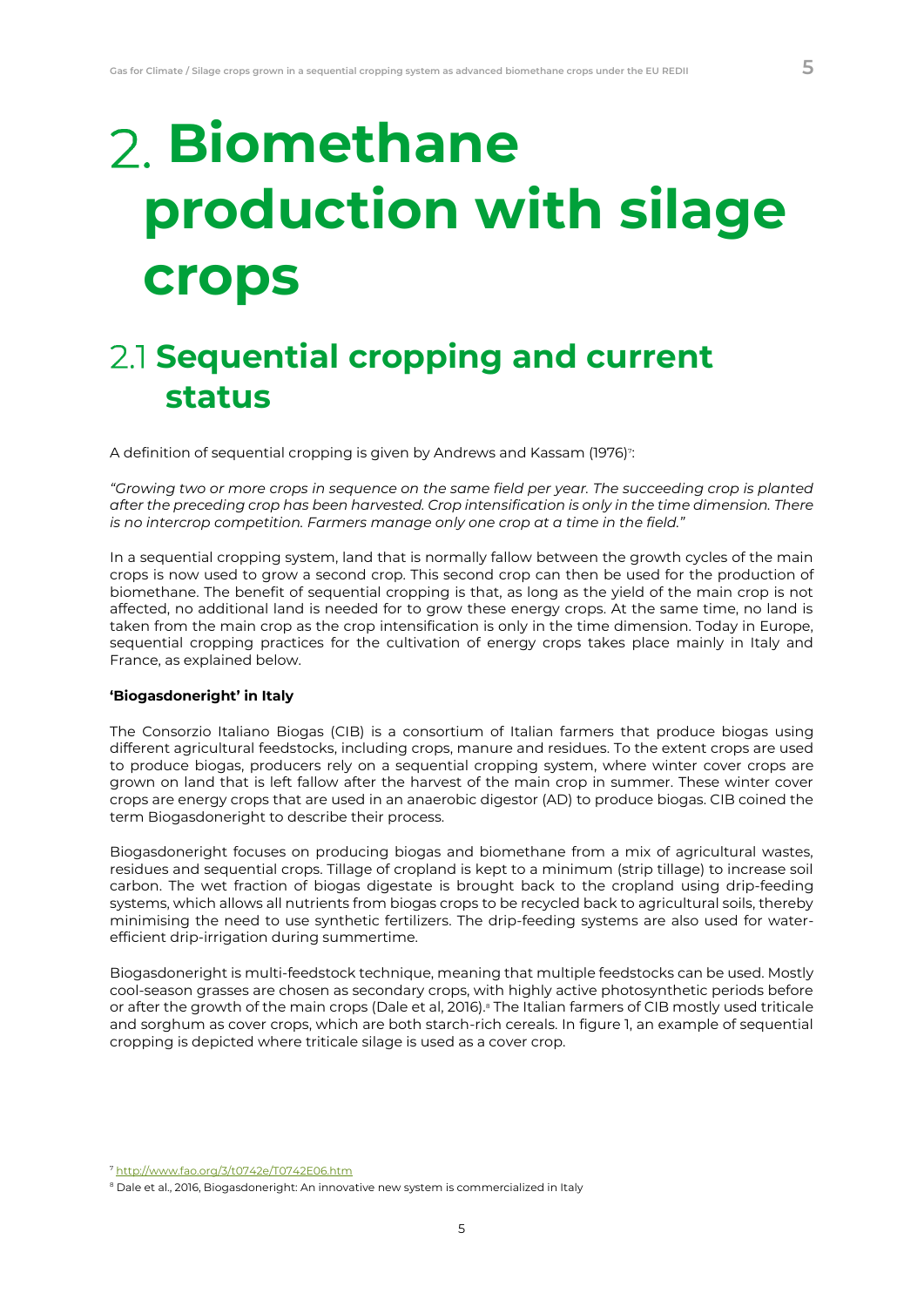# 2. Biomethane production with silage crops

## 2.1 Sequential cropping and current status

A definition of sequential cropping is given by Andrews and Kassam (1976)[7]:

*"Growing two or more crops in sequence on the same field per year. The succeeding crop is planted after the preceding crop has been harvested. Crop intensification is only in the time dimension. There is no intercrop competition. Farmers manage only one crop at a time in the field."*

In a sequential cropping system, land that is normally fallow between the growth cycles of the main crops is now used to grow a second crop. This second crop can then be used for the production of biomethane. The benefit of sequential cropping is that, as long as the yield of the main crop is not affected, no additional land is needed for to grow these energy crops. At the same time, no land is taken from the main crop as the crop intensification is only in the time dimension. Today in Europe, sequential cropping practices for the cultivation of energy crops takes place mainly in Italy and France, as explained below.

**'Biogasdoneright' in Italy**

The Consorzio Italiano Biogas (CIB) is a consortium of Italian farmers that produce biogas using different agricultural feedstocks, including crops, manure and residues. To the extent crops are used to produce biogas, producers rely on a sequential cropping system, where winter cover crops are grown on land that is left fallow after the harvest of the main crop in summer. These winter cover crops are energy crops that are used in an anaerobic digestor (AD) to produce biogas. CIB coined the term Biogasdoneright to describe their process.

Biogasdoneright focuses on producing biogas and biomethane from a mix of agricultural wastes, residues and sequential crops. Tillage of cropland is kept to a minimum (strip tillage) to increase soil carbon. The wet fraction of biogas digestate is brought back to the cropland using drip-feeding systems, which allows all nutrients from biogas crops to be recycled back to agricultural soils, thereby minimising the need to use synthetic fertilizers. The drip-feeding systems are also used for water-efficient drip-irrigation during summertime.

Biogasdoneright is multi-feedstock technique, meaning that multiple feedstocks can be used. Mostly cool-season grasses are chosen as secondary crops, with highly active photosynthetic periods before or after the growth of the main crops (Dale et al, 2016).[8] The Italian farmers of CIB mostly used triticale and sorghum as cover crops, which are both starch-rich cereals. In figure 1, an example of sequential cropping is depicted where triticale silage is used as a cover crop.

[7] http://www.fao.org/3/t0742e/T0742E06.htm

[8] Dale et al., 2016, Biogasdoneright: An innovative new system is commercialized in Italy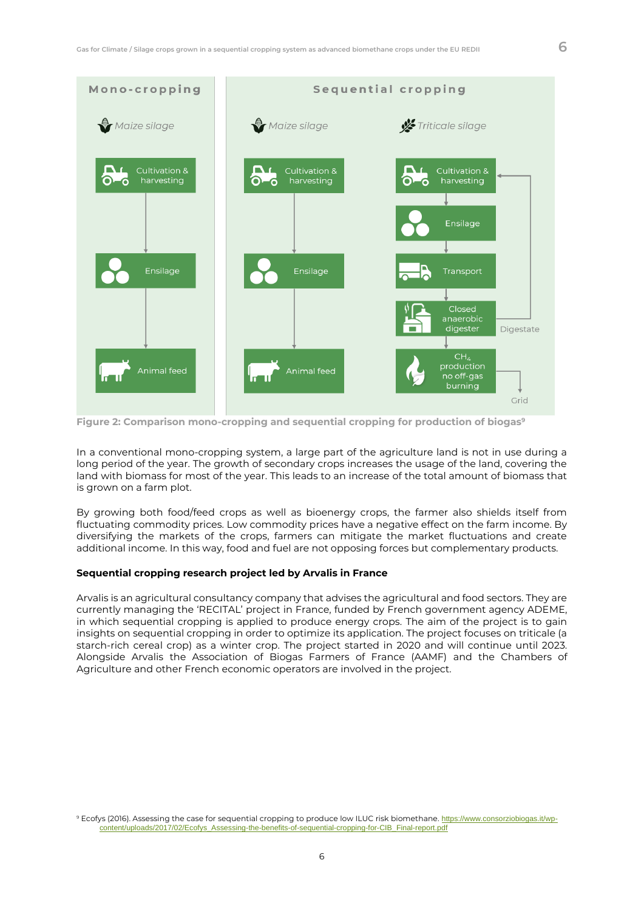**Mono-cropping**

*Maize silage*

Cultivation & harvesting → Ensilage → Animal feed

**Sequential cropping**

*Maize silage*

Cultivation & harvesting → Ensilage → Animal feed

*Triticale silage*

Cultivation & harvesting → Ensilage → Transport → Closed anaerobic digester → $CH_4$ production no off-gas burning → Grid

Closed anaerobic digester → Digestate → Cultivation & harvesting

**Figure 2: Comparison mono-cropping and sequential cropping for production of biogas[9]**

In a conventional mono-cropping system, a large part of the agriculture land is not in use during a long period of the year. The growth of secondary crops increases the usage of the land, covering the land with biomass for most of the year. This leads to an increase of the total amount of biomass that is grown on a farm plot.

By growing both food/feed crops as well as bioenergy crops, the farmer also shields itself from fluctuating commodity prices. Low commodity prices have a negative effect on the farm income. By diversifying the markets of the crops, farmers can mitigate the market fluctuations and create additional income. In this way, food and fuel are not opposing forces but complementary products.

**Sequential cropping research project led by Arvalis in France**

Arvalis is an agricultural consultancy company that advises the agricultural and food sectors. They are currently managing the 'RECITAL' project in France, funded by French government agency ADEME, in which sequential cropping is applied to produce energy crops. The aim of the project is to gain insights on sequential cropping in order to optimize its application. The project focuses on triticale (a starch-rich cereal crop) as a winter crop. The project started in 2020 and will continue until 2023. Alongside Arvalis the Association of Biogas Farmers of France (AAMF) and the Chambers of Agriculture and other French economic operators are involved in the project.

[9] Ecofys (2016). Assessing the case for sequential cropping to produce low ILUC risk biomethane. https://www.consorziobiogas.it/wp-content/uploads/2017/02/Ecofys_Assessing-the-benefits-of-sequential-cropping-for-CIB_Final-report.pdf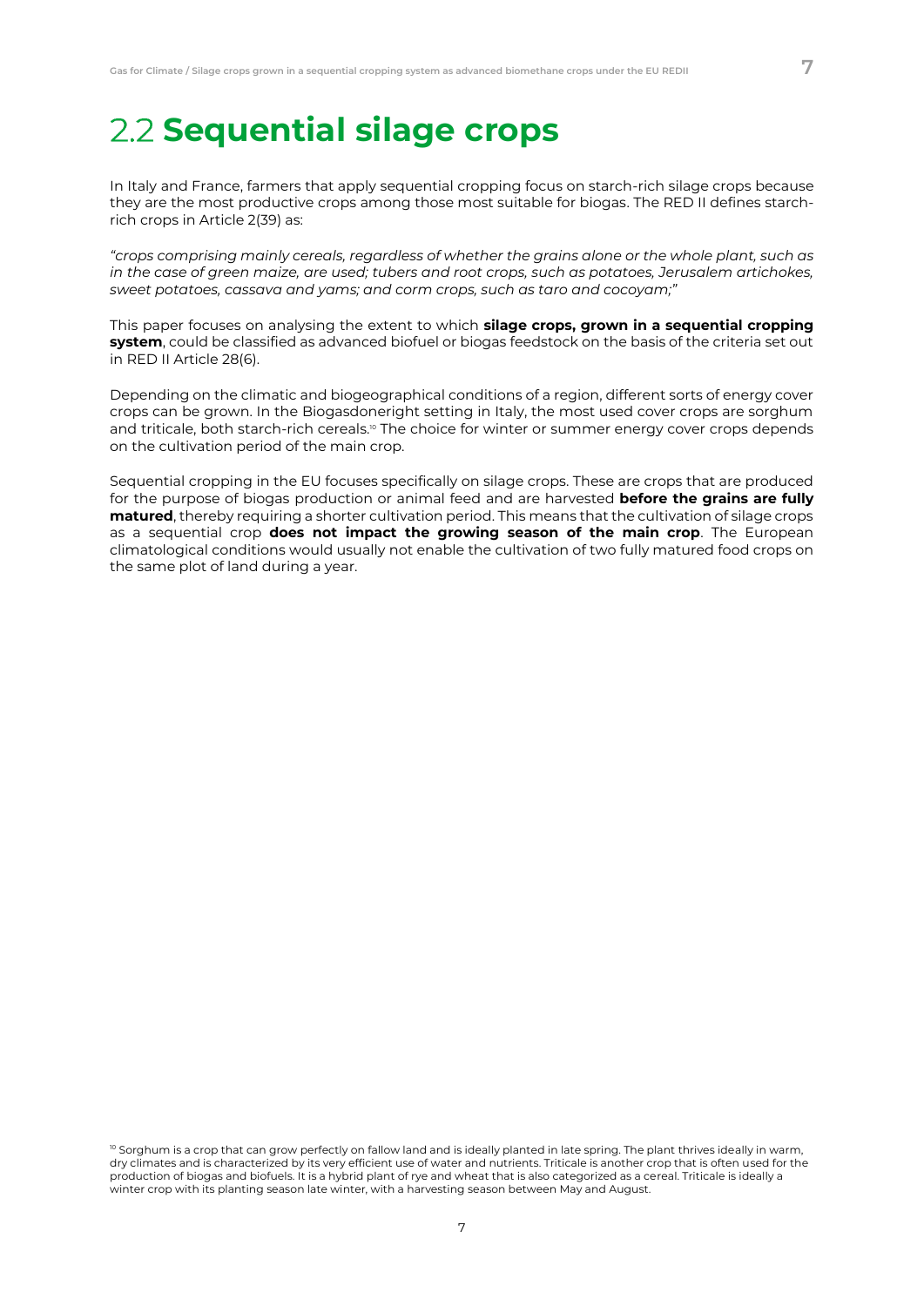## 2.2 **Sequential silage crops**

In Italy and France, farmers that apply sequential cropping focus on starch-rich silage crops because they are the most productive crops among those most suitable for biogas. The RED II defines starch-rich crops in Article 2(39) as:

*"crops comprising mainly cereals, regardless of whether the grains alone or the whole plant, such as in the case of green maize, are used; tubers and root crops, such as potatoes, Jerusalem artichokes, sweet potatoes, cassava and yams; and corm crops, such as taro and cocoyam;"*

This paper focuses on analysing the extent to which **silage crops, grown in a sequential cropping system**, could be classified as advanced biofuel or biogas feedstock on the basis of the criteria set out in RED II Article 28(6).

Depending on the climatic and biogeographical conditions of a region, different sorts of energy cover crops can be grown. In the Biogasdoneright setting in Italy, the most used cover crops are sorghum and triticale, both starch-rich cereals.[10] The choice for winter or summer energy cover crops depends on the cultivation period of the main crop.

Sequential cropping in the EU focuses specifically on silage crops. These are crops that are produced for the purpose of biogas production or animal feed and are harvested **before the grains are fully matured**, thereby requiring a shorter cultivation period. This means that the cultivation of silage crops as a sequential crop **does not impact the growing season of the main crop**. The European climatological conditions would usually not enable the cultivation of two fully matured food crops on the same plot of land during a year.

[10] Sorghum is a crop that can grow perfectly on fallow land and is ideally planted in late spring. The plant thrives ideally in warm, dry climates and is characterized by its very efficient use of water and nutrients. Triticale is another crop that is often used for the production of biogas and biofuels. It is a hybrid plant of rye and wheat that is also categorized as a cereal. Triticale is ideally a winter crop with its planting season late winter, with a harvesting season between May and August.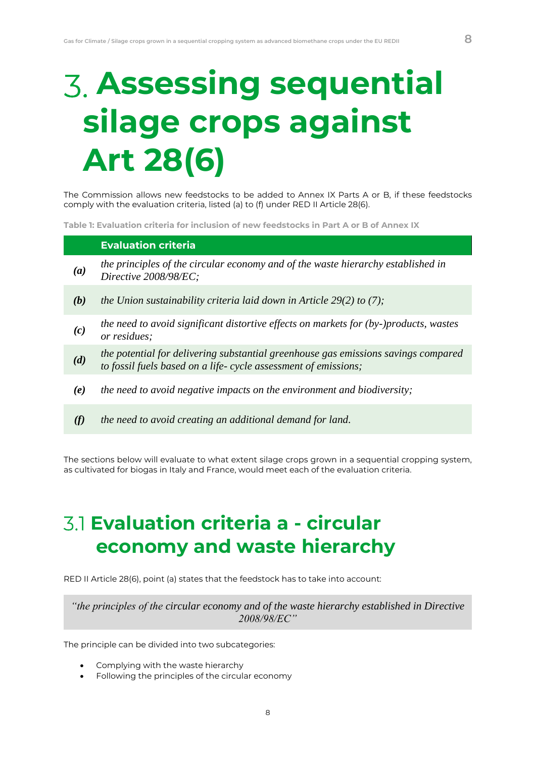# 3. Assessing sequential silage crops against Art 28(6)

The Commission allows new feedstocks to be added to Annex IX Parts A or B, if these feedstocks comply with the evaluation criteria, listed (a) to (f) under RED II Article 28(6).

**Table 1: Evaluation criteria for inclusion of new feedstocks in Part A or B of Annex IX**

| | Evaluation criteria |
|---|---|
| ***(a)*** | *the principles of the circular economy and of the waste hierarchy established in Directive 2008/98/EC;* |
| ***(b)*** | *the Union sustainability criteria laid down in Article 29(2) to (7);* |
| ***(c)*** | *the need to avoid significant distortive effects on markets for (by-)products, wastes or residues;* |
| ***(d)*** | *the potential for delivering substantial greenhouse gas emissions savings compared to fossil fuels based on a life- cycle assessment of emissions;* |
| ***(e)*** | *the need to avoid negative impacts on the environment and biodiversity;* |
| ***(f)*** | *the need to avoid creating an additional demand for land.* |

The sections below will evaluate to what extent silage crops grown in a sequential cropping system, as cultivated for biogas in Italy and France, would meet each of the evaluation criteria.

## 3.1 Evaluation criteria a - circular economy and waste hierarchy

RED II Article 28(6), point (a) states that the feedstock has to take into account:

> *"the principles of the circular economy and of the waste hierarchy established in Directive 2008/98/EC"*

The principle can be divided into two subcategories:

- Complying with the waste hierarchy
- Following the principles of the circular economy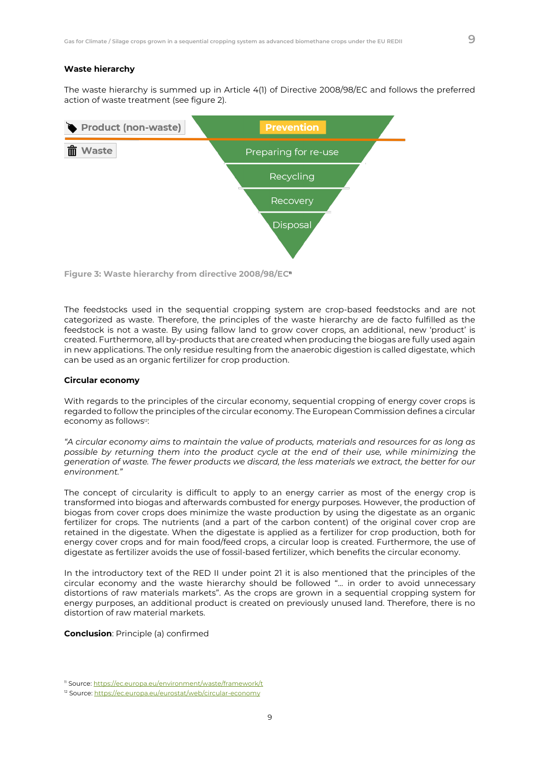### Waste hierarchy

The waste hierarchy is summed up in Article 4(1) of Directive 2008/98/EC and follows the preferred action of waste treatment (see figure 2).

Product (non-waste) — Prevention

Waste — Preparing for re-use, Recycling, Recovery, Disposal

Figure 3: Waste hierarchy from directive 2008/98/EC[11]

The feedstocks used in the sequential cropping system are crop-based feedstocks and are not categorized as waste. Therefore, the principles of the waste hierarchy are de facto fulfilled as the feedstock is not a waste. By using fallow land to grow cover crops, an additional, new 'product' is created. Furthermore, all by-products that are created when producing the biogas are fully used again in new applications. The only residue resulting from the anaerobic digestion is called digestate, which can be used as an organic fertilizer for crop production.

### Circular economy

With regards to the principles of the circular economy, sequential cropping of energy cover crops is regarded to follow the principles of the circular economy. The European Commission defines a circular economy as follows[12]:

*"A circular economy aims to maintain the value of products, materials and resources for as long as possible by returning them into the product cycle at the end of their use, while minimizing the generation of waste. The fewer products we discard, the less materials we extract, the better for our environment."*

The concept of circularity is difficult to apply to an energy carrier as most of the energy crop is transformed into biogas and afterwards combusted for energy purposes. However, the production of biogas from cover crops does minimize the waste production by using the digestate as an organic fertilizer for crops. The nutrients (and a part of the carbon content) of the original cover crop are retained in the digestate. When the digestate is applied as a fertilizer for crop production, both for energy cover crops and for main food/feed crops, a circular loop is created. Furthermore, the use of digestate as fertilizer avoids the use of fossil-based fertilizer, which benefits the circular economy.

In the introductory text of the RED II under point 21 it is also mentioned that the principles of the circular economy and the waste hierarchy should be followed "... in order to avoid unnecessary distortions of raw materials markets". As the crops are grown in a sequential cropping system for energy purposes, an additional product is created on previously unused land. Therefore, there is no distortion of raw material markets.

**Conclusion**: Principle (a) confirmed

[11] Source: https://ec.europa.eu/environment/waste/framework/t

[12] Source: https://ec.europa.eu/eurostat/web/circular-economy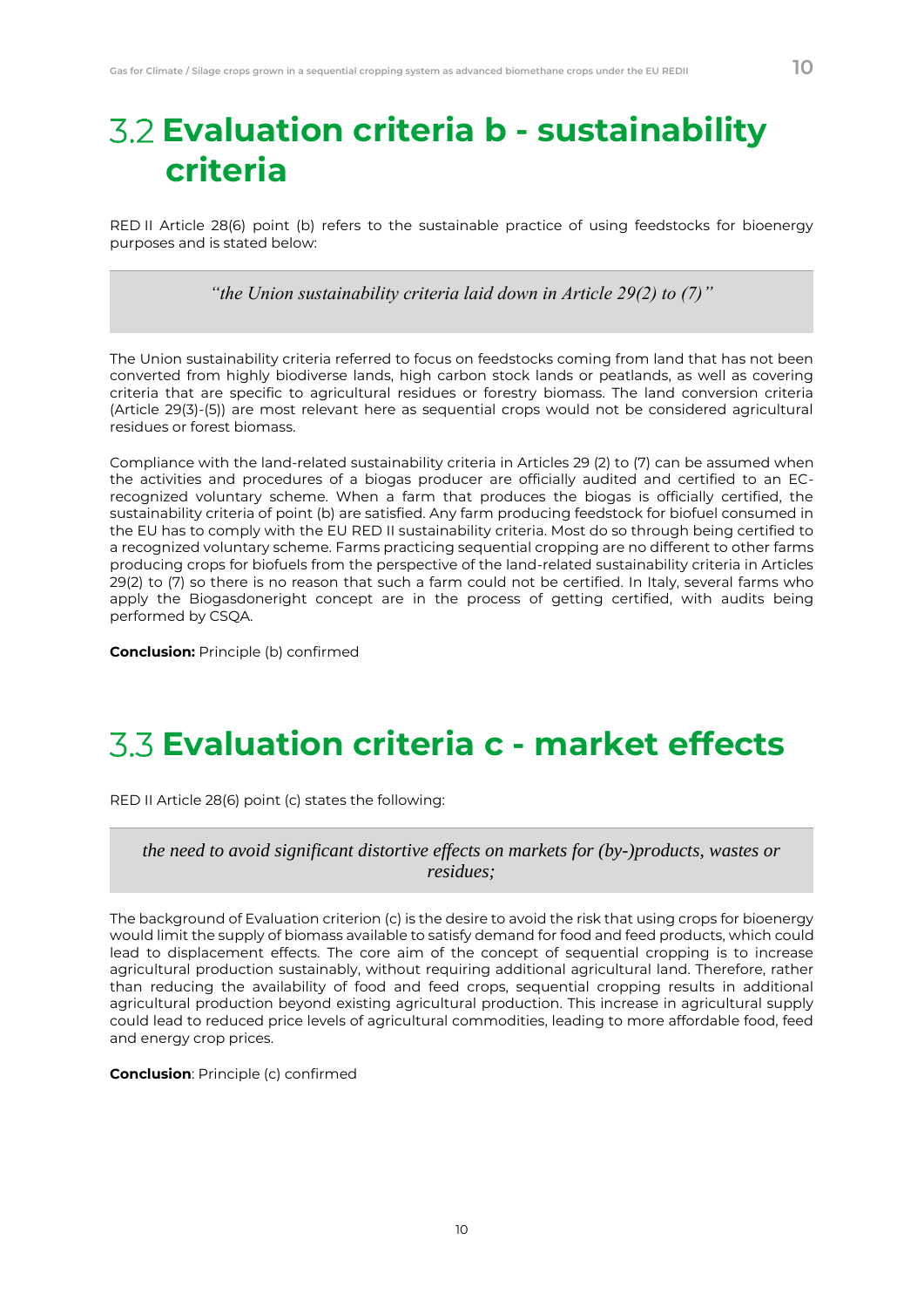## 3.2 Evaluation criteria b - sustainability criteria

RED II Article 28(6) point (b) refers to the sustainable practice of using feedstocks for bioenergy purposes and is stated below:

> *"the Union sustainability criteria laid down in Article 29(2) to (7)"*

The Union sustainability criteria referred to focus on feedstocks coming from land that has not been converted from highly biodiverse lands, high carbon stock lands or peatlands, as well as covering criteria that are specific to agricultural residues or forestry biomass. The land conversion criteria (Article 29(3)-(5)) are most relevant here as sequential crops would not be considered agricultural residues or forest biomass.

Compliance with the land-related sustainability criteria in Articles 29 (2) to (7) can be assumed when the activities and procedures of a biogas producer are officially audited and certified to an EC-recognized voluntary scheme. When a farm that produces the biogas is officially certified, the sustainability criteria of point (b) are satisfied. Any farm producing feedstock for biofuel consumed in the EU has to comply with the EU RED II sustainability criteria. Most do so through being certified to a recognized voluntary scheme. Farms practicing sequential cropping are no different to other farms producing crops for biofuels from the perspective of the land-related sustainability criteria in Articles 29(2) to (7) so there is no reason that such a farm could not be certified. In Italy, several farms who apply the Biogasdoneright concept are in the process of getting certified, with audits being performed by CSQA.

**Conclusion:** Principle (b) confirmed

## 3.3 Evaluation criteria c - market effects

RED II Article 28(6) point (c) states the following:

> *the need to avoid significant distortive effects on markets for (by-)products, wastes or residues;*

The background of Evaluation criterion (c) is the desire to avoid the risk that using crops for bioenergy would limit the supply of biomass available to satisfy demand for food and feed products, which could lead to displacement effects. The core aim of the concept of sequential cropping is to increase agricultural production sustainably, without requiring additional agricultural land. Therefore, rather than reducing the availability of food and feed crops, sequential cropping results in additional agricultural production beyond existing agricultural production. This increase in agricultural supply could lead to reduced price levels of agricultural commodities, leading to more affordable food, feed and energy crop prices.

**Conclusion**: Principle (c) confirmed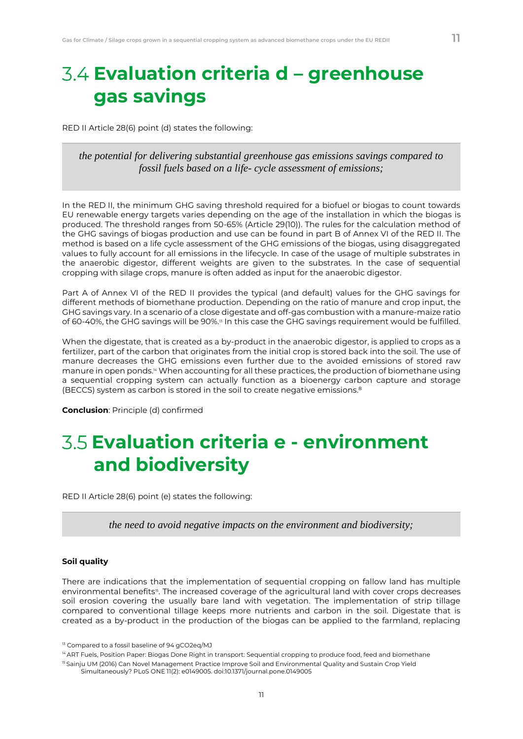## 3.4 Evaluation criteria d – greenhouse gas savings

RED II Article 28(6) point (d) states the following:

> *the potential for delivering substantial greenhouse gas emissions savings compared to fossil fuels based on a life- cycle assessment of emissions;*

In the RED II, the minimum GHG saving threshold required for a biofuel or biogas to count towards EU renewable energy targets varies depending on the age of the installation in which the biogas is produced. The threshold ranges from 50-65% (Article 29(10)). The rules for the calculation method of the GHG savings of biogas production and use can be found in part B of Annex VI of the RED II. The method is based on a life cycle assessment of the GHG emissions of the biogas, using disaggregated values to fully account for all emissions in the lifecycle. In case of the usage of multiple substrates in the anaerobic digestor, different weights are given to the substrates. In the case of sequential cropping with silage crops, manure is often added as input for the anaerobic digestor.

Part A of Annex VI of the RED II provides the typical (and default) values for the GHG savings for different methods of biomethane production. Depending on the ratio of manure and crop input, the GHG savings vary. In a scenario of a close digestate and off-gas combustion with a manure-maize ratio of 60-40%, the GHG savings will be 90%.[13] In this case the GHG savings requirement would be fulfilled.

When the digestate, that is created as a by-product in the anaerobic digestor, is applied to crops as a fertilizer, part of the carbon that originates from the initial crop is stored back into the soil. The use of manure decreases the GHG emissions even further due to the avoided emissions of stored raw manure in open ponds.[14] When accounting for all these practices, the production of biomethane using a sequential cropping system can actually function as a bioenergy carbon capture and storage (BECCS) system as carbon is stored in the soil to create negative emissions.[8]

**Conclusion**: Principle (d) confirmed

## 3.5 Evaluation criteria e - environment and biodiversity

RED II Article 28(6) point (e) states the following:

> *the need to avoid negative impacts on the environment and biodiversity;*

#### Soil quality

There are indications that the implementation of sequential cropping on fallow land has multiple environmental benefits[15]. The increased coverage of the agricultural land with cover crops decreases soil erosion covering the usually bare land with vegetation. The implementation of strip tillage compared to conventional tillage keeps more nutrients and carbon in the soil. Digestate that is created as a by-product in the production of the biogas can be applied to the farmland, replacing

[13] Compared to a fossil baseline of 94 gCO2eq/MJ

[14] ART Fuels, Position Paper: Biogas Done Right in transport: Sequential cropping to produce food, feed and biomethane

[15] Sainju UM (2016) Can Novel Management Practice Improve Soil and Environmental Quality and Sustain Crop Yield Simultaneously? PLoS ONE 11(2): e0149005. doi:10.1371/journal.pone.0149005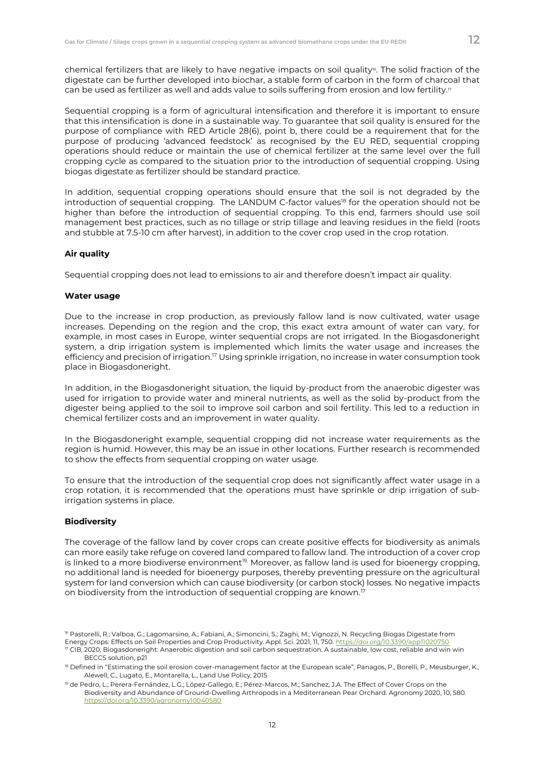chemical fertilizers that are likely to have negative impacts on soil quality[16]. The solid fraction of the digestate can be further developed into biochar, a stable form of carbon in the form of charcoal that can be used as fertilizer as well and adds value to soils suffering from erosion and low fertility.[17]

Sequential cropping is a form of agricultural intensification and therefore it is important to ensure that this intensification is done in a sustainable way. To guarantee that soil quality is ensured for the purpose of compliance with RED Article 28(6), point b, there could be a requirement that for the purpose of producing 'advanced feedstock' as recognised by the EU RED, sequential cropping operations should reduce or maintain the use of chemical fertilizer at the same level over the full cropping cycle as compared to the situation prior to the introduction of sequential cropping. Using biogas digestate as fertilizer should be standard practice.

In addition, sequential cropping operations should ensure that the soil is not degraded by the introduction of sequential cropping. The LANDUM C-factor values[18] for the operation should not be higher than before the introduction of sequential cropping. To this end, farmers should use soil management best practices, such as no tillage or strip tillage and leaving residues in the field (roots and stubble at 7.5-10 cm after harvest), in addition to the cover crop used in the crop rotation.

**Air quality**

Sequential cropping does not lead to emissions to air and therefore doesn't impact air quality.

**Water usage**

Due to the increase in crop production, as previously fallow land is now cultivated, water usage increases. Depending on the region and the crop, this exact extra amount of water can vary, for example, in most cases in Europe, winter sequential crops are not irrigated. In the Biogasdoneright system, a drip irrigation system is implemented which limits the water usage and increases the efficiency and precision of irrigation.[17] Using sprinkle irrigation, no increase in water consumption took place in Biogasdoneright.

In addition, in the Biogasdoneright situation, the liquid by-product from the anaerobic digester was used for irrigation to provide water and mineral nutrients, as well as the solid by-product from the digester being applied to the soil to improve soil carbon and soil fertility. This led to a reduction in chemical fertilizer costs and an improvement in water quality.

In the Biogasdoneright example, sequential cropping did not increase water requirements as the region is humid. However, this may be an issue in other locations. Further research is recommended to show the effects from sequential cropping on water usage.

To ensure that the introduction of the sequential crop does not significantly affect water usage in a crop rotation, it is recommended that the operations must have sprinkle or drip irrigation of sub-irrigation systems in place.

**Biodiversity**

The coverage of the fallow land by cover crops can create positive effects for biodiversity as animals can more easily take refuge on covered land compared to fallow land. The introduction of a cover crop is linked to a more biodiverse environment[19]. Moreover, as fallow land is used for bioenergy cropping, no additional land is needed for bioenergy purposes, thereby preventing pressure on the agricultural system for land conversion which can cause biodiversity (or carbon stock) losses. No negative impacts on biodiversity from the introduction of sequential cropping are known.[17]

---

[16] Pastorelli, R.; Valboa, G.; Lagomarsino, A.; Fabiani, A.; Simoncini, S.; Zaghi, M.; Vignozzi, N. Recycling Biogas Digestate from Energy Crops: Effects on Soil Properties and Crop Productivity. Appl. Sci. 2021, 11, 750. https://doi.org/10.3390/app11020750

[17] CIB, 2020, Biogasdoneright: Anaerobic digestion and soil carbon sequestration. A sustainable, low cost, reliable and win win BECCS solution, p21

[18] Defined in "Estimating the soil erosion cover-management factor at the European scale", Panagos, P., Borelli, P., Meusburger, K., Alewell, C., Lugato, E., Montarella, L., Land Use Policy, 2015

[19] de Pedro, L.; Perera-Fernández, L.G.; López-Gallego, E.; Pérez-Marcos, M.; Sanchez, J.A. The Effect of Cover Crops on the Biodiversity and Abundance of Ground-Dwelling Arthropods in a Mediterranean Pear Orchard. Agronomy 2020, 10, 580. https://doi.org/10.3390/agronomy10040580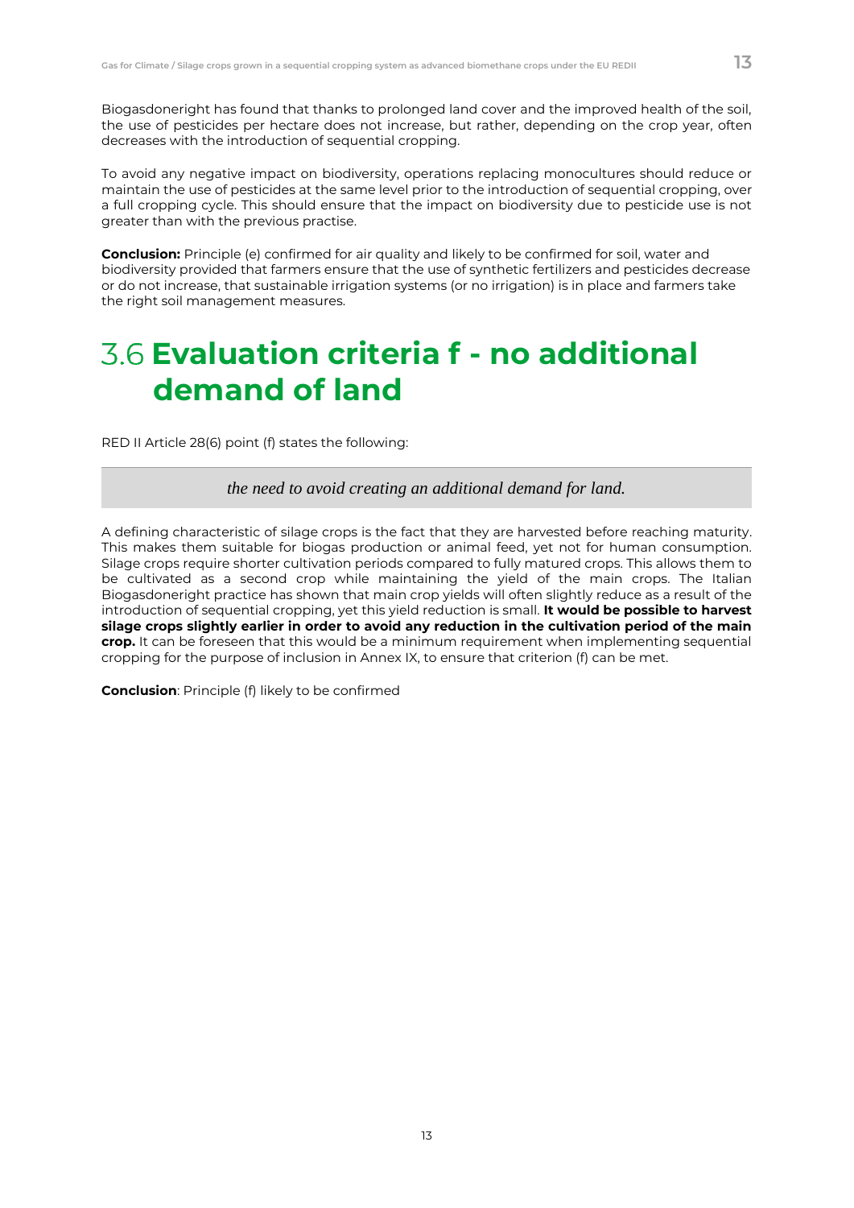Biogasdoneright has found that thanks to prolonged land cover and the improved health of the soil, the use of pesticides per hectare does not increase, but rather, depending on the crop year, often decreases with the introduction of sequential cropping.

To avoid any negative impact on biodiversity, operations replacing monocultures should reduce or maintain the use of pesticides at the same level prior to the introduction of sequential cropping, over a full cropping cycle. This should ensure that the impact on biodiversity due to pesticide use is not greater than with the previous practise.

**Conclusion:** Principle (e) confirmed for air quality and likely to be confirmed for soil, water and biodiversity provided that farmers ensure that the use of synthetic fertilizers and pesticides decrease or do not increase, that sustainable irrigation systems (or no irrigation) is in place and farmers take the right soil management measures.

## 3.6 Evaluation criteria f - no additional demand of land

RED II Article 28(6) point (f) states the following:

> *the need to avoid creating an additional demand for land.*

A defining characteristic of silage crops is the fact that they are harvested before reaching maturity. This makes them suitable for biogas production or animal feed, yet not for human consumption. Silage crops require shorter cultivation periods compared to fully matured crops. This allows them to be cultivated as a second crop while maintaining the yield of the main crops. The Italian Biogasdoneright practice has shown that main crop yields will often slightly reduce as a result of the introduction of sequential cropping, yet this yield reduction is small. **It would be possible to harvest silage crops slightly earlier in order to avoid any reduction in the cultivation period of the main crop.** It can be foreseen that this would be a minimum requirement when implementing sequential cropping for the purpose of inclusion in Annex IX, to ensure that criterion (f) can be met.

**Conclusion**: Principle (f) likely to be confirmed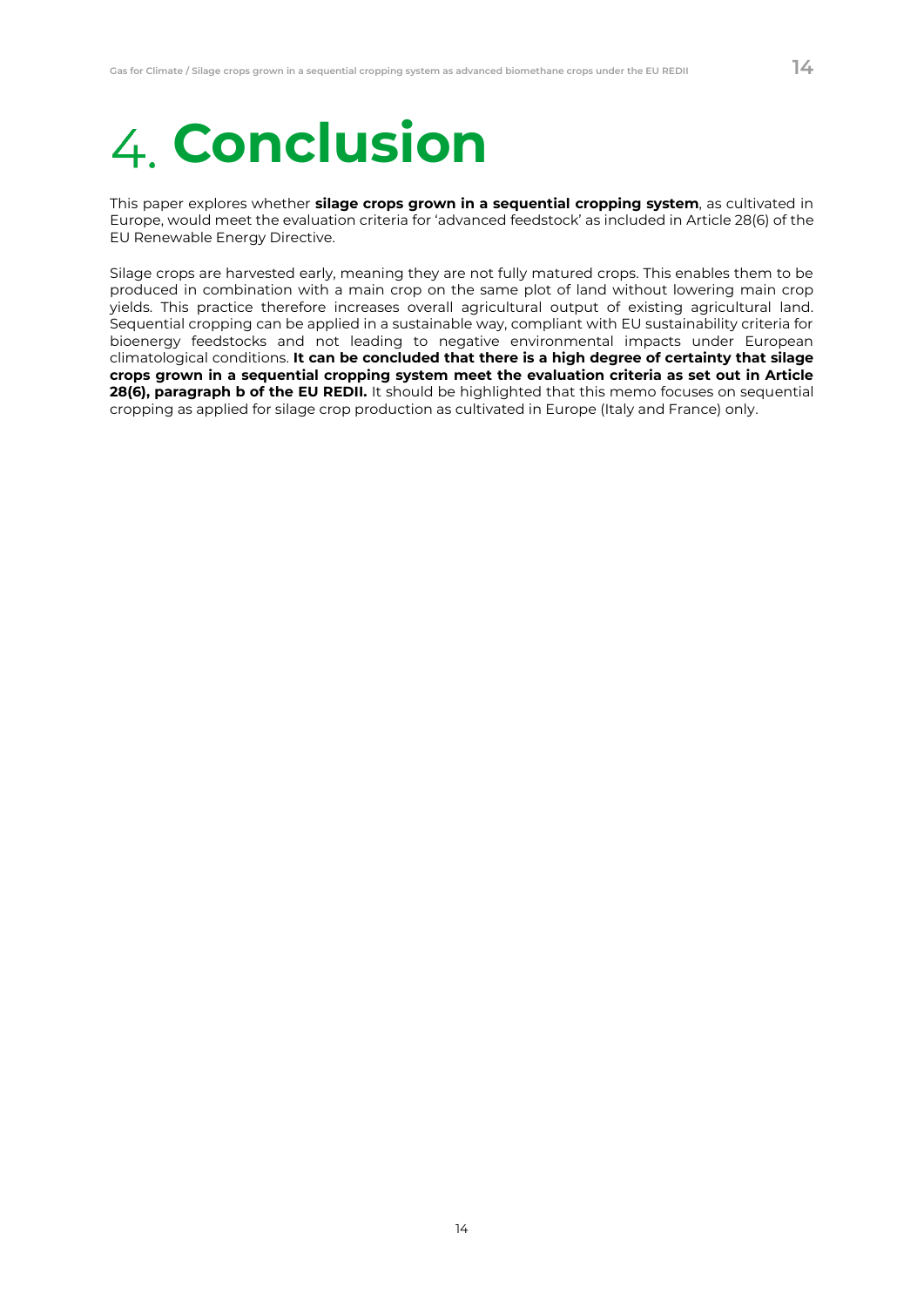# 4. Conclusion

This paper explores whether **silage crops grown in a sequential cropping system**, as cultivated in Europe, would meet the evaluation criteria for 'advanced feedstock' as included in Article 28(6) of the EU Renewable Energy Directive.

Silage crops are harvested early, meaning they are not fully matured crops. This enables them to be produced in combination with a main crop on the same plot of land without lowering main crop yields. This practice therefore increases overall agricultural output of existing agricultural land. Sequential cropping can be applied in a sustainable way, compliant with EU sustainability criteria for bioenergy feedstocks and not leading to negative environmental impacts under European climatological conditions. **It can be concluded that there is a high degree of certainty that silage crops grown in a sequential cropping system meet the evaluation criteria as set out in Article 28(6), paragraph b of the EU REDII.** It should be highlighted that this memo focuses on sequential cropping as applied for silage crop production as cultivated in Europe (Italy and France) only.